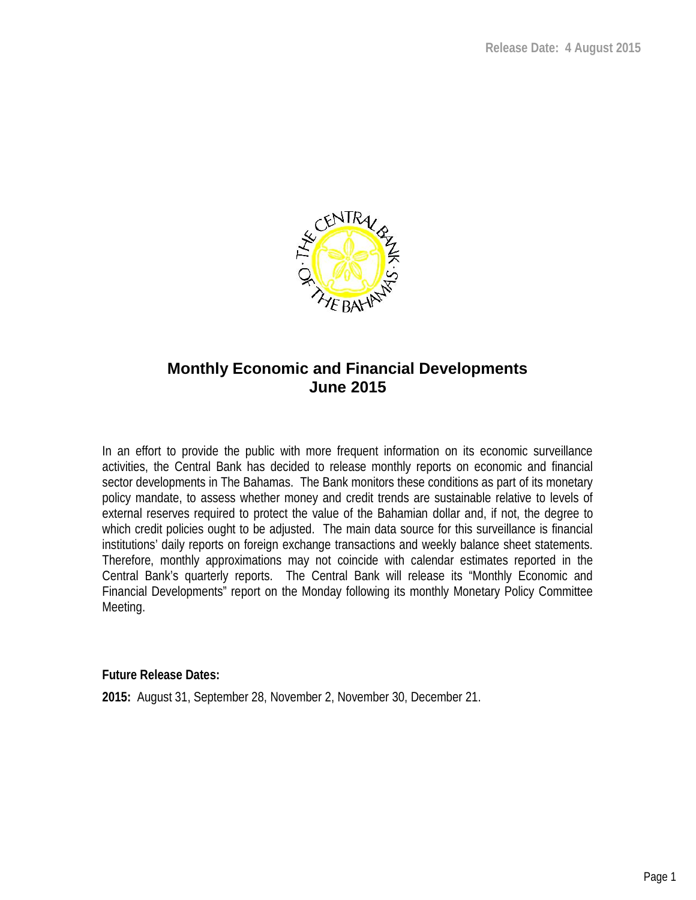Release Date: 4 August 2015

# Monthly Economic and Financial Developments
## June 2015

In an effort to provide the public with more frequent information on its economic surveillance activities, the Central Bank has decided to release monthly reports on economic and financial sector developments in The Bahamas. The Bank monitors these conditions as part of its monetary policy mandate, to assess whether money and credit trends are sustainable relative to levels of external reserves required to protect the value of the Bahamian dollar and, if not, the degree to which credit policies ought to be adjusted. The main data source for this surveillance is financial institutions' daily reports on foreign exchange transactions and weekly balance sheet statements. Therefore, monthly approximations may not coincide with calendar estimates reported in the Central Bank's quarterly reports. The Central Bank will release its "Monthly Economic and Financial Developments" report on the Monday following its monthly Monetary Policy Committee Meeting.

**Future Release Dates:**

**2015:** August 31, September 28, November 2, November 30, December 21.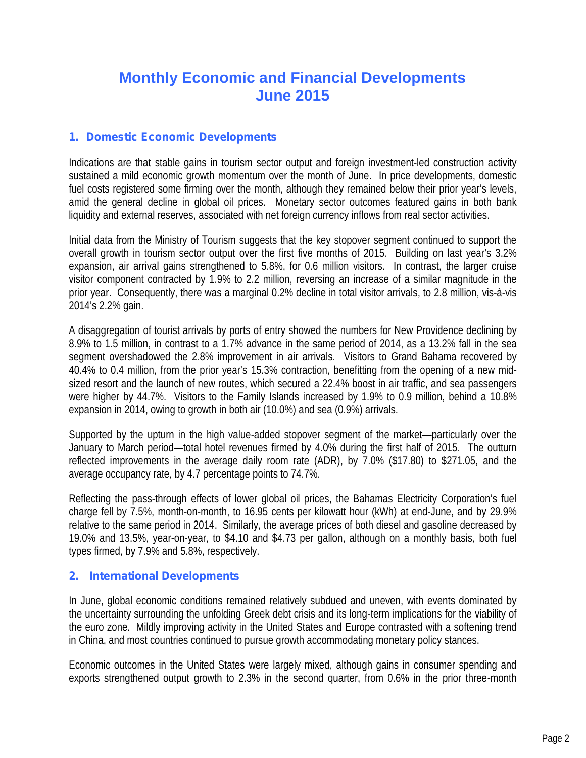# Monthly Economic and Financial Developments
# June 2015

## 1. Domestic Economic Developments

Indications are that stable gains in tourism sector output and foreign investment-led construction activity sustained a mild economic growth momentum over the month of June. In price developments, domestic fuel costs registered some firming over the month, although they remained below their prior year's levels, amid the general decline in global oil prices. Monetary sector outcomes featured gains in both bank liquidity and external reserves, associated with net foreign currency inflows from real sector activities.

Initial data from the Ministry of Tourism suggests that the key stopover segment continued to support the overall growth in tourism sector output over the first five months of 2015. Building on last year's 3.2% expansion, air arrival gains strengthened to 5.8%, for 0.6 million visitors. In contrast, the larger cruise visitor component contracted by 1.9% to 2.2 million, reversing an increase of a similar magnitude in the prior year. Consequently, there was a marginal 0.2% decline in total visitor arrivals, to 2.8 million, vis-à-vis 2014's 2.2% gain.

A disaggregation of tourist arrivals by ports of entry showed the numbers for New Providence declining by 8.9% to 1.5 million, in contrast to a 1.7% advance in the same period of 2014, as a 13.2% fall in the sea segment overshadowed the 2.8% improvement in air arrivals. Visitors to Grand Bahama recovered by 40.4% to 0.4 million, from the prior year's 15.3% contraction, benefitting from the opening of a new mid-sized resort and the launch of new routes, which secured a 22.4% boost in air traffic, and sea passengers were higher by 44.7%. Visitors to the Family Islands increased by 1.9% to 0.9 million, behind a 10.8% expansion in 2014, owing to growth in both air (10.0%) and sea (0.9%) arrivals.

Supported by the upturn in the high value-added stopover segment of the market—particularly over the January to March period—total hotel revenues firmed by 4.0% during the first half of 2015. The outturn reflected improvements in the average daily room rate (ADR), by 7.0% ($17.80) to $271.05, and the average occupancy rate, by 4.7 percentage points to 74.7%.

Reflecting the pass-through effects of lower global oil prices, the Bahamas Electricity Corporation's fuel charge fell by 7.5%, month-on-month, to 16.95 cents per kilowatt hour (kWh) at end-June, and by 29.9% relative to the same period in 2014. Similarly, the average prices of both diesel and gasoline decreased by 19.0% and 13.5%, year-on-year, to $4.10 and $4.73 per gallon, although on a monthly basis, both fuel types firmed, by 7.9% and 5.8%, respectively.

## 2. International Developments

In June, global economic conditions remained relatively subdued and uneven, with events dominated by the uncertainty surrounding the unfolding Greek debt crisis and its long-term implications for the viability of the euro zone. Mildly improving activity in the United States and Europe contrasted with a softening trend in China, and most countries continued to pursue growth accommodating monetary policy stances.

Economic outcomes in the United States were largely mixed, although gains in consumer spending and exports strengthened output growth to 2.3% in the second quarter, from 0.6% in the prior three-month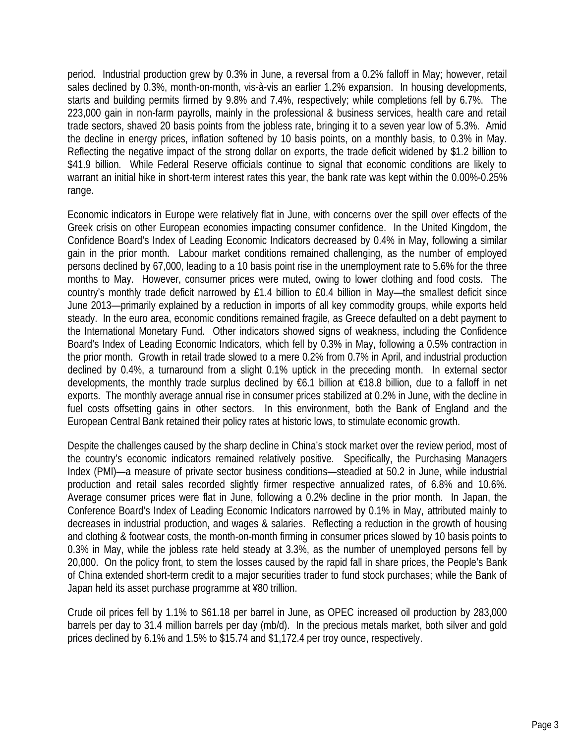period. Industrial production grew by 0.3% in June, a reversal from a 0.2% falloff in May; however, retail sales declined by 0.3%, month-on-month, vis-à-vis an earlier 1.2% expansion. In housing developments, starts and building permits firmed by 9.8% and 7.4%, respectively; while completions fell by 6.7%. The 223,000 gain in non-farm payrolls, mainly in the professional & business services, health care and retail trade sectors, shaved 20 basis points from the jobless rate, bringing it to a seven year low of 5.3%. Amid the decline in energy prices, inflation softened by 10 basis points, on a monthly basis, to 0.3% in May. Reflecting the negative impact of the strong dollar on exports, the trade deficit widened by $1.2 billion to $41.9 billion. While Federal Reserve officials continue to signal that economic conditions are likely to warrant an initial hike in short-term interest rates this year, the bank rate was kept within the 0.00%-0.25% range.

Economic indicators in Europe were relatively flat in June, with concerns over the spill over effects of the Greek crisis on other European economies impacting consumer confidence. In the United Kingdom, the Confidence Board's Index of Leading Economic Indicators decreased by 0.4% in May, following a similar gain in the prior month. Labour market conditions remained challenging, as the number of employed persons declined by 67,000, leading to a 10 basis point rise in the unemployment rate to 5.6% for the three months to May. However, consumer prices were muted, owing to lower clothing and food costs. The country's monthly trade deficit narrowed by £1.4 billion to £0.4 billion in May—the smallest deficit since June 2013—primarily explained by a reduction in imports of all key commodity groups, while exports held steady. In the euro area, economic conditions remained fragile, as Greece defaulted on a debt payment to the International Monetary Fund. Other indicators showed signs of weakness, including the Confidence Board's Index of Leading Economic Indicators, which fell by 0.3% in May, following a 0.5% contraction in the prior month. Growth in retail trade slowed to a mere 0.2% from 0.7% in April, and industrial production declined by 0.4%, a turnaround from a slight 0.1% uptick in the preceding month. In external sector developments, the monthly trade surplus declined by €6.1 billion at €18.8 billion, due to a falloff in net exports. The monthly average annual rise in consumer prices stabilized at 0.2% in June, with the decline in fuel costs offsetting gains in other sectors. In this environment, both the Bank of England and the European Central Bank retained their policy rates at historic lows, to stimulate economic growth.

Despite the challenges caused by the sharp decline in China's stock market over the review period, most of the country's economic indicators remained relatively positive. Specifically, the Purchasing Managers Index (PMI)—a measure of private sector business conditions—steadied at 50.2 in June, while industrial production and retail sales recorded slightly firmer respective annualized rates, of 6.8% and 10.6%. Average consumer prices were flat in June, following a 0.2% decline in the prior month. In Japan, the Conference Board's Index of Leading Economic Indicators narrowed by 0.1% in May, attributed mainly to decreases in industrial production, and wages & salaries. Reflecting a reduction in the growth of housing and clothing & footwear costs, the month-on-month firming in consumer prices slowed by 10 basis points to 0.3% in May, while the jobless rate held steady at 3.3%, as the number of unemployed persons fell by 20,000. On the policy front, to stem the losses caused by the rapid fall in share prices, the People's Bank of China extended short-term credit to a major securities trader to fund stock purchases; while the Bank of Japan held its asset purchase programme at ¥80 trillion.

Crude oil prices fell by 1.1% to $61.18 per barrel in June, as OPEC increased oil production by 283,000 barrels per day to 31.4 million barrels per day (mb/d). In the precious metals market, both silver and gold prices declined by 6.1% and 1.5% to $15.74 and $1,172.4 per troy ounce, respectively.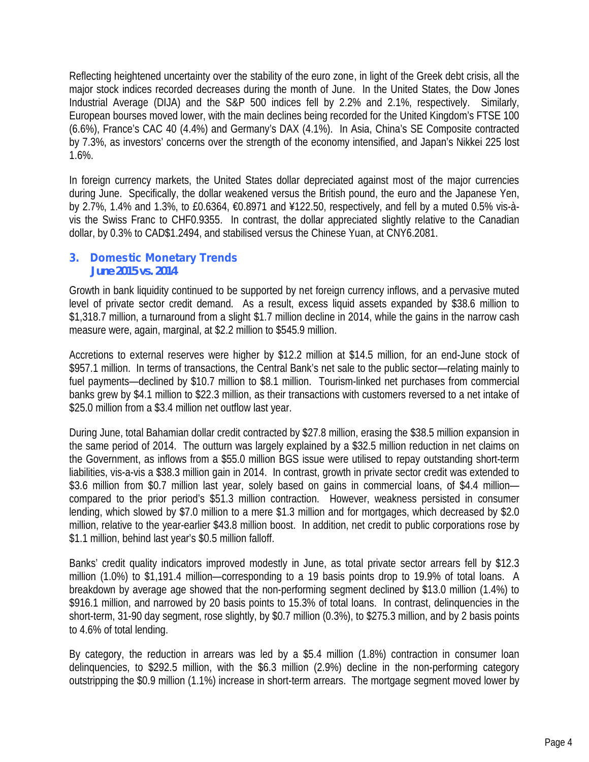Reflecting heightened uncertainty over the stability of the euro zone, in light of the Greek debt crisis, all the major stock indices recorded decreases during the month of June. In the United States, the Dow Jones Industrial Average (DIJA) and the S&P 500 indices fell by 2.2% and 2.1%, respectively. Similarly, European bourses moved lower, with the main declines being recorded for the United Kingdom's FTSE 100 (6.6%), France's CAC 40 (4.4%) and Germany's DAX (4.1%). In Asia, China's SE Composite contracted by 7.3%, as investors' concerns over the strength of the economy intensified, and Japan's Nikkei 225 lost 1.6%.

In foreign currency markets, the United States dollar depreciated against most of the major currencies during June. Specifically, the dollar weakened versus the British pound, the euro and the Japanese Yen, by 2.7%, 1.4% and 1.3%, to £0.6364, €0.8971 and ¥122.50, respectively, and fell by a muted 0.5% vis-à-vis the Swiss Franc to CHF0.9355. In contrast, the dollar appreciated slightly relative to the Canadian dollar, by 0.3% to CAD$1.2494, and stabilised versus the Chinese Yuan, at CNY6.2081.

## 3. Domestic Monetary Trends
### *June 2015 vs. 2014*

Growth in bank liquidity continued to be supported by net foreign currency inflows, and a pervasive muted level of private sector credit demand. As a result, excess liquid assets expanded by $38.6 million to $1,318.7 million, a turnaround from a slight $1.7 million decline in 2014, while the gains in the narrow cash measure were, again, marginal, at $2.2 million to $545.9 million.

Accretions to external reserves were higher by $12.2 million at $14.5 million, for an end-June stock of $957.1 million. In terms of transactions, the Central Bank's net sale to the public sector—relating mainly to fuel payments—declined by $10.7 million to $8.1 million. Tourism-linked net purchases from commercial banks grew by $4.1 million to $22.3 million, as their transactions with customers reversed to a net intake of $25.0 million from a $3.4 million net outflow last year.

During June, total Bahamian dollar credit contracted by $27.8 million, erasing the $38.5 million expansion in the same period of 2014. The outturn was largely explained by a $32.5 million reduction in net claims on the Government, as inflows from a $55.0 million BGS issue were utilised to repay outstanding short-term liabilities, vis-a-vis a $38.3 million gain in 2014. In contrast, growth in private sector credit was extended to $3.6 million from $0.7 million last year, solely based on gains in commercial loans, of $4.4 million—compared to the prior period's $51.3 million contraction. However, weakness persisted in consumer lending, which slowed by $7.0 million to a mere $1.3 million and for mortgages, which decreased by $2.0 million, relative to the year-earlier $43.8 million boost. In addition, net credit to public corporations rose by $1.1 million, behind last year's $0.5 million falloff.

Banks' credit quality indicators improved modestly in June, as total private sector arrears fell by $12.3 million (1.0%) to $1,191.4 million—corresponding to a 19 basis points drop to 19.9% of total loans. A breakdown by average age showed that the non-performing segment declined by $13.0 million (1.4%) to $916.1 million, and narrowed by 20 basis points to 15.3% of total loans. In contrast, delinquencies in the short-term, 31-90 day segment, rose slightly, by $0.7 million (0.3%), to $275.3 million, and by 2 basis points to 4.6% of total lending.

By category, the reduction in arrears was led by a $5.4 million (1.8%) contraction in consumer loan delinquencies, to $292.5 million, with the $6.3 million (2.9%) decline in the non-performing category outstripping the $0.9 million (1.1%) increase in short-term arrears. The mortgage segment moved lower by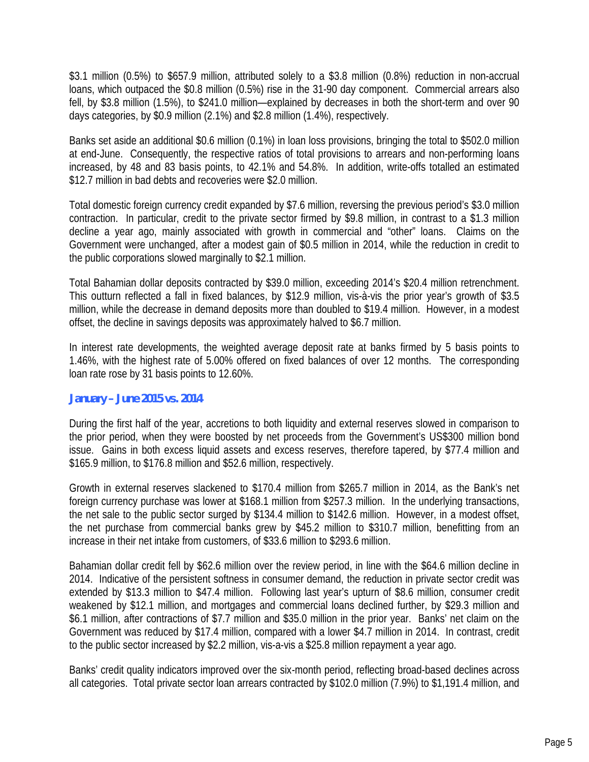$3.1 million (0.5%) to $657.9 million, attributed solely to a $3.8 million (0.8%) reduction in non-accrual loans, which outpaced the $0.8 million (0.5%) rise in the 31-90 day component. Commercial arrears also fell, by $3.8 million (1.5%), to $241.0 million—explained by decreases in both the short-term and over 90 days categories, by $0.9 million (2.1%) and $2.8 million (1.4%), respectively.

Banks set aside an additional $0.6 million (0.1%) in loan loss provisions, bringing the total to $502.0 million at end-June. Consequently, the respective ratios of total provisions to arrears and non-performing loans increased, by 48 and 83 basis points, to 42.1% and 54.8%. In addition, write-offs totalled an estimated $12.7 million in bad debts and recoveries were $2.0 million.

Total domestic foreign currency credit expanded by $7.6 million, reversing the previous period's $3.0 million contraction. In particular, credit to the private sector firmed by $9.8 million, in contrast to a $1.3 million decline a year ago, mainly associated with growth in commercial and "other" loans. Claims on the Government were unchanged, after a modest gain of $0.5 million in 2014, while the reduction in credit to the public corporations slowed marginally to $2.1 million.

Total Bahamian dollar deposits contracted by $39.0 million, exceeding 2014's $20.4 million retrenchment. This outturn reflected a fall in fixed balances, by $12.9 million, vis-à-vis the prior year's growth of $3.5 million, while the decrease in demand deposits more than doubled to $19.4 million. However, in a modest offset, the decline in savings deposits was approximately halved to $6.7 million.

In interest rate developments, the weighted average deposit rate at banks firmed by 5 basis points to 1.46%, with the highest rate of 5.00% offered on fixed balances of over 12 months. The corresponding loan rate rose by 31 basis points to 12.60%.

### *January – June 2015 vs. 2014*

During the first half of the year, accretions to both liquidity and external reserves slowed in comparison to the prior period, when they were boosted by net proceeds from the Government's US$300 million bond issue. Gains in both excess liquid assets and excess reserves, therefore tapered, by $77.4 million and $165.9 million, to $176.8 million and $52.6 million, respectively.

Growth in external reserves slackened to $170.4 million from $265.7 million in 2014, as the Bank's net foreign currency purchase was lower at $168.1 million from $257.3 million. In the underlying transactions, the net sale to the public sector surged by $134.4 million to $142.6 million. However, in a modest offset, the net purchase from commercial banks grew by $45.2 million to $310.7 million, benefitting from an increase in their net intake from customers, of $33.6 million to $293.6 million.

Bahamian dollar credit fell by $62.6 million over the review period, in line with the $64.6 million decline in 2014. Indicative of the persistent softness in consumer demand, the reduction in private sector credit was extended by $13.3 million to $47.4 million. Following last year's upturn of $8.6 million, consumer credit weakened by $12.1 million, and mortgages and commercial loans declined further, by $29.3 million and $6.1 million, after contractions of $7.7 million and $35.0 million in the prior year. Banks' net claim on the Government was reduced by $17.4 million, compared with a lower $4.7 million in 2014. In contrast, credit to the public sector increased by $2.2 million, vis-a-vis a $25.8 million repayment a year ago.

Banks' credit quality indicators improved over the six-month period, reflecting broad-based declines across all categories. Total private sector loan arrears contracted by $102.0 million (7.9%) to $1,191.4 million, and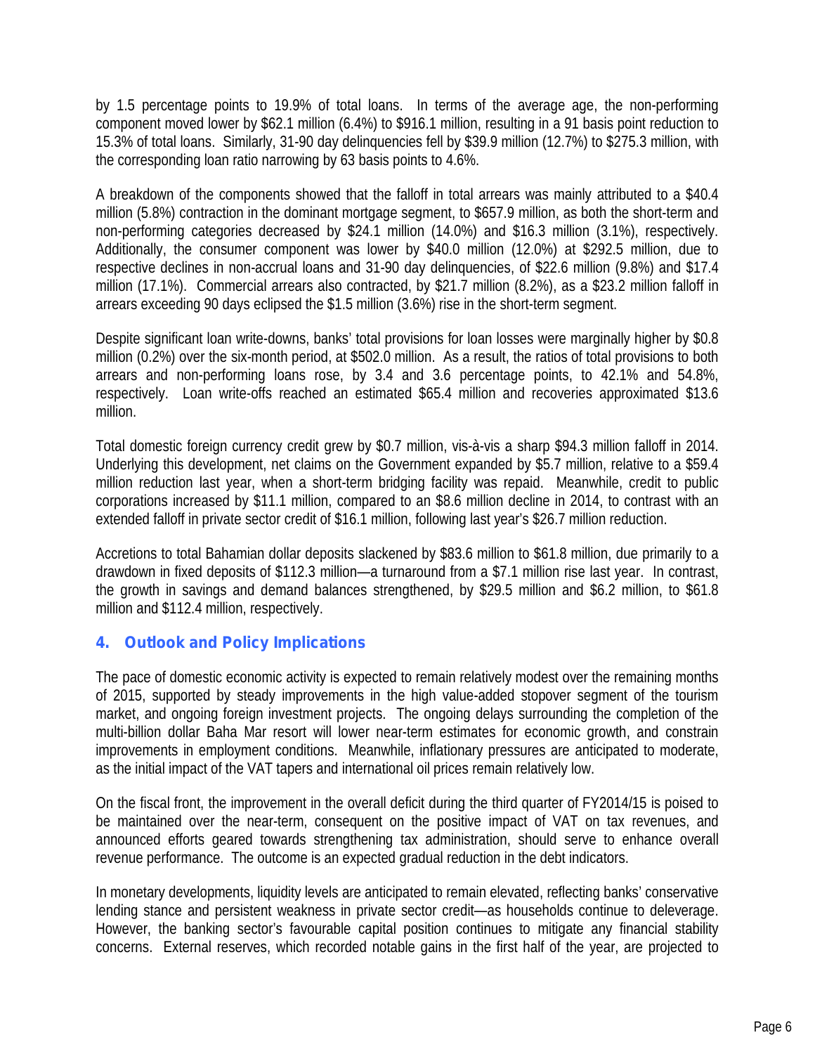by 1.5 percentage points to 19.9% of total loans. In terms of the average age, the non-performing component moved lower by $62.1 million (6.4%) to $916.1 million, resulting in a 91 basis point reduction to 15.3% of total loans. Similarly, 31-90 day delinquencies fell by $39.9 million (12.7%) to $275.3 million, with the corresponding loan ratio narrowing by 63 basis points to 4.6%.

A breakdown of the components showed that the falloff in total arrears was mainly attributed to a $40.4 million (5.8%) contraction in the dominant mortgage segment, to $657.9 million, as both the short-term and non-performing categories decreased by $24.1 million (14.0%) and $16.3 million (3.1%), respectively. Additionally, the consumer component was lower by $40.0 million (12.0%) at $292.5 million, due to respective declines in non-accrual loans and 31-90 day delinquencies, of $22.6 million (9.8%) and $17.4 million (17.1%). Commercial arrears also contracted, by $21.7 million (8.2%), as a $23.2 million falloff in arrears exceeding 90 days eclipsed the $1.5 million (3.6%) rise in the short-term segment.

Despite significant loan write-downs, banks' total provisions for loan losses were marginally higher by $0.8 million (0.2%) over the six-month period, at $502.0 million. As a result, the ratios of total provisions to both arrears and non-performing loans rose, by 3.4 and 3.6 percentage points, to 42.1% and 54.8%, respectively. Loan write-offs reached an estimated $65.4 million and recoveries approximated $13.6 million.

Total domestic foreign currency credit grew by $0.7 million, vis-à-vis a sharp $94.3 million falloff in 2014. Underlying this development, net claims on the Government expanded by $5.7 million, relative to a $59.4 million reduction last year, when a short-term bridging facility was repaid. Meanwhile, credit to public corporations increased by $11.1 million, compared to an $8.6 million decline in 2014, to contrast with an extended falloff in private sector credit of $16.1 million, following last year's $26.7 million reduction.

Accretions to total Bahamian dollar deposits slackened by $83.6 million to $61.8 million, due primarily to a drawdown in fixed deposits of $112.3 million—a turnaround from a $7.1 million rise last year. In contrast, the growth in savings and demand balances strengthened, by $29.5 million and $6.2 million, to $61.8 million and $112.4 million, respectively.

## 4. Outlook and Policy Implications

The pace of domestic economic activity is expected to remain relatively modest over the remaining months of 2015, supported by steady improvements in the high value-added stopover segment of the tourism market, and ongoing foreign investment projects. The ongoing delays surrounding the completion of the multi-billion dollar Baha Mar resort will lower near-term estimates for economic growth, and constrain improvements in employment conditions. Meanwhile, inflationary pressures are anticipated to moderate, as the initial impact of the VAT tapers and international oil prices remain relatively low.

On the fiscal front, the improvement in the overall deficit during the third quarter of FY2014/15 is poised to be maintained over the near-term, consequent on the positive impact of VAT on tax revenues, and announced efforts geared towards strengthening tax administration, should serve to enhance overall revenue performance. The outcome is an expected gradual reduction in the debt indicators.

In monetary developments, liquidity levels are anticipated to remain elevated, reflecting banks' conservative lending stance and persistent weakness in private sector credit—as households continue to deleverage. However, the banking sector's favourable capital position continues to mitigate any financial stability concerns. External reserves, which recorded notable gains in the first half of the year, are projected to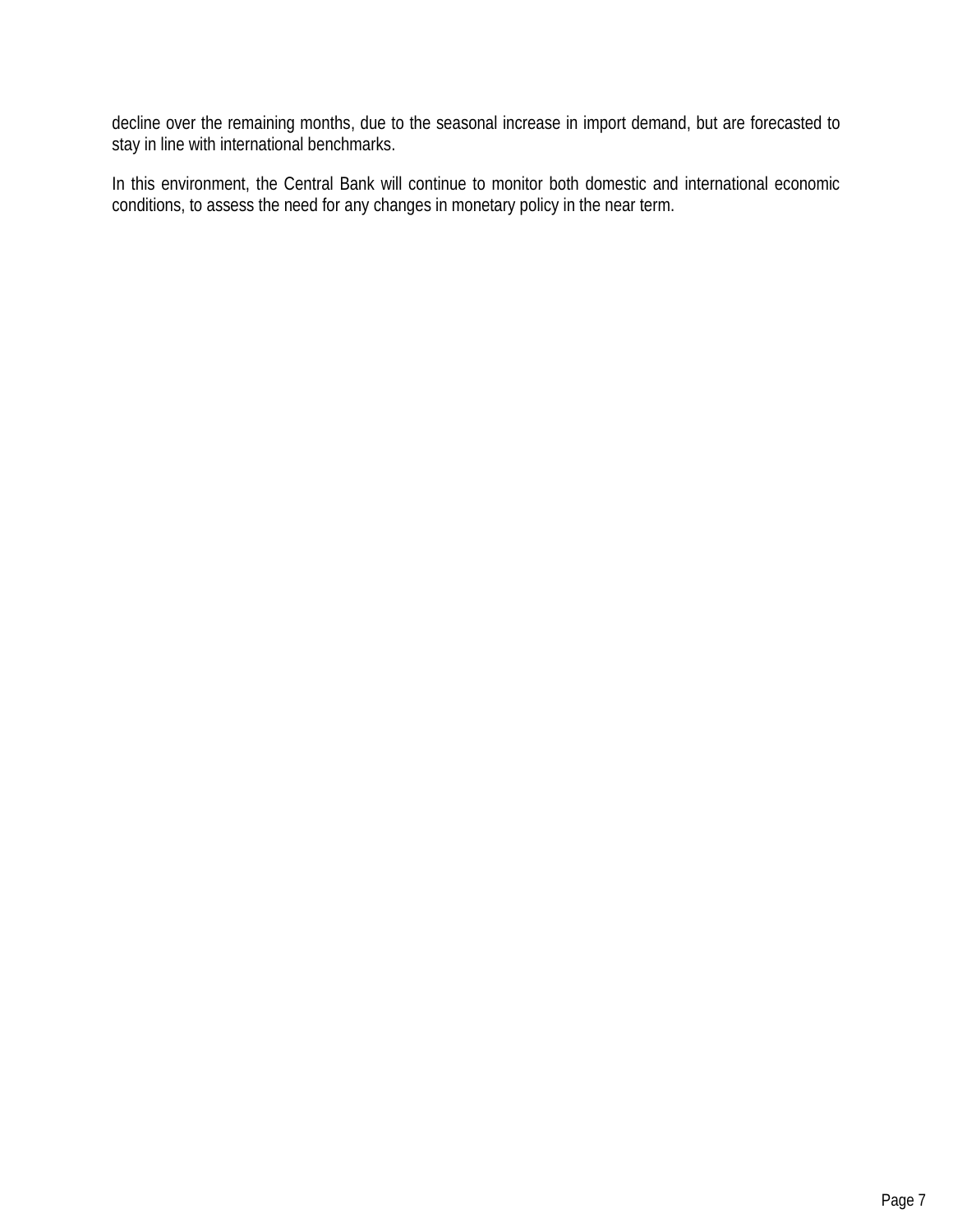decline over the remaining months, due to the seasonal increase in import demand, but are forecasted to stay in line with international benchmarks.

In this environment, the Central Bank will continue to monitor both domestic and international economic conditions, to assess the need for any changes in monetary policy in the near term.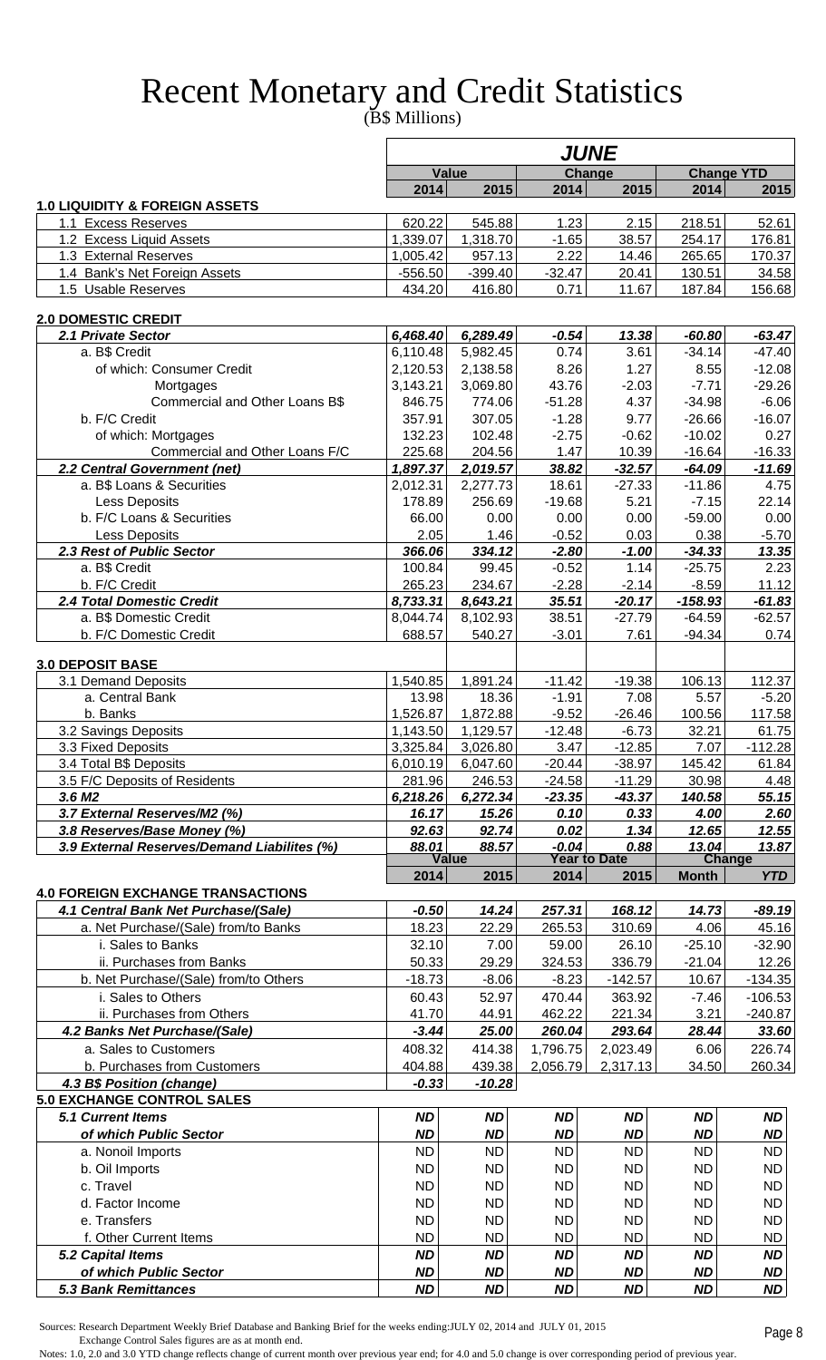# Recent Monetary and Credit Statistics

(B$ Millions)

| | JUNE | | | | | |
|---|---|---|---|---|---|---|
| | Value | | Change | | Change YTD | |
| | 2014 | 2015 | 2014 | 2015 | 2014 | 2015 |
| **1.0 LIQUIDITY & FOREIGN ASSETS** | | | | | | |
| 1.1 Excess Reserves | 620.22 | 545.88 | 1.23 | 2.15 | 218.51 | 52.61 |
| 1.2 Excess Liquid Assets | 1,339.07 | 1,318.70 | -1.65 | 38.57 | 254.17 | 176.81 |
| 1.3 External Reserves | 1,005.42 | 957.13 | 2.22 | 14.46 | 265.65 | 170.37 |
| 1.4 Bank's Net Foreign Assets | -556.50 | -399.40 | -32.47 | 20.41 | 130.51 | 34.58 |
| 1.5 Usable Reserves | 434.20 | 416.80 | 0.71 | 11.67 | 187.84 | 156.68 |
| **2.0 DOMESTIC CREDIT** | | | | | | |
| ***2.1 Private Sector*** | ***6,468.40*** | ***6,289.49*** | ***-0.54*** | ***13.38*** | ***-60.80*** | ***-63.47*** |
| a. B$ Credit | 6,110.48 | 5,982.45 | 0.74 | 3.61 | -34.14 | -47.40 |
| of which: Consumer Credit | 2,120.53 | 2,138.58 | 8.26 | 1.27 | 8.55 | -12.08 |
| Mortgages | 3,143.21 | 3,069.80 | 43.76 | -2.03 | -7.71 | -29.26 |
| Commercial and Other Loans B$ | 846.75 | 774.06 | -51.28 | 4.37 | -34.98 | -6.06 |
| b. F/C Credit | 357.91 | 307.05 | -1.28 | 9.77 | -26.66 | -16.07 |
| of which: Mortgages | 132.23 | 102.48 | -2.75 | -0.62 | -10.02 | 0.27 |
| Commercial and Other Loans F/C | 225.68 | 204.56 | 1.47 | 10.39 | -16.64 | -16.33 |
| ***2.2 Central Government (net)*** | ***1,897.37*** | ***2,019.57*** | ***38.82*** | ***-32.57*** | ***-64.09*** | ***-11.69*** |
| a. B$ Loans & Securities | 2,012.31 | 2,277.73 | 18.61 | -27.33 | -11.86 | 4.75 |
| Less Deposits | 178.89 | 256.69 | -19.68 | 5.21 | -7.15 | 22.14 |
| b. F/C Loans & Securities | 66.00 | 0.00 | 0.00 | 0.00 | -59.00 | 0.00 |
| Less Deposits | 2.05 | 1.46 | -0.52 | 0.03 | 0.38 | -5.70 |
| ***2.3 Rest of Public Sector*** | ***366.06*** | ***334.12*** | ***-2.80*** | ***-1.00*** | ***-34.33*** | ***13.35*** |
| a. B$ Credit | 100.84 | 99.45 | -0.52 | 1.14 | -25.75 | 2.23 |
| b. F/C Credit | 265.23 | 234.67 | -2.28 | -2.14 | -8.59 | 11.12 |
| ***2.4 Total Domestic Credit*** | ***8,733.31*** | ***8,643.21*** | ***35.51*** | ***-20.17*** | ***-158.93*** | ***-61.83*** |
| a. B$ Domestic Credit | 8,044.74 | 8,102.93 | 38.51 | -27.79 | -64.59 | -62.57 |
| b. F/C Domestic Credit | 688.57 | 540.27 | -3.01 | 7.61 | -94.34 | 0.74 |
| **3.0 DEPOSIT BASE** | | | | | | |
| 3.1 Demand Deposits | 1,540.85 | 1,891.24 | -11.42 | -19.38 | 106.13 | 112.37 |
| a. Central Bank | 13.98 | 18.36 | -1.91 | 7.08 | 5.57 | -5.20 |
| b. Banks | 1,526.87 | 1,872.88 | -9.52 | -26.46 | 100.56 | 117.58 |
| 3.2 Savings Deposits | 1,143.50 | 1,129.57 | -12.48 | -6.73 | 32.21 | 61.75 |
| 3.3 Fixed Deposits | 3,325.84 | 3,026.80 | 3.47 | -12.85 | 7.07 | -112.28 |
| 3.4 Total B$ Deposits | 6,010.19 | 6,047.60 | -20.44 | -38.97 | 145.42 | 61.84 |
| 3.5 F/C Deposits of Residents | 281.96 | 246.53 | -24.58 | -11.29 | 30.98 | 4.48 |
| ***3.6 M2*** | ***6,218.26*** | ***6,272.34*** | ***-23.35*** | ***-43.37*** | ***140.58*** | ***55.15*** |
| ***3.7 External Reserves/M2 (%)*** | ***16.17*** | ***15.26*** | ***0.10*** | ***0.33*** | ***4.00*** | ***2.60*** |
| ***3.8 Reserves/Base Money (%)*** | ***92.63*** | ***92.74*** | ***0.02*** | ***1.34*** | ***12.65*** | ***12.55*** |
| ***3.9 External Reserves/Demand Liabilites (%)*** | ***88.01*** | ***88.57*** | ***-0.04*** | ***0.88*** | ***13.04*** | ***13.87*** |
| | **Value** | | **Year to Date** | | **Change** | |
| | **2014** | **2015** | **2014** | **2015** | **Month** | **YTD** |
| **4.0 FOREIGN EXCHANGE TRANSACTIONS** | | | | | | |
| ***4.1 Central Bank Net Purchase/(Sale)*** | ***-0.50*** | ***14.24*** | ***257.31*** | ***168.12*** | ***14.73*** | ***-89.19*** |
| a. Net Purchase/(Sale) from/to Banks | 18.23 | 22.29 | 265.53 | 310.69 | 4.06 | 45.16 |
| i. Sales to Banks | 32.10 | 7.00 | 59.00 | 26.10 | -25.10 | -32.90 |
| ii. Purchases from Banks | 50.33 | 29.29 | 324.53 | 336.79 | -21.04 | 12.26 |
| b. Net Purchase/(Sale) from/to Others | -18.73 | -8.06 | -8.23 | -142.57 | 10.67 | -134.35 |
| i. Sales to Others | 60.43 | 52.97 | 470.44 | 363.92 | -7.46 | -106.53 |
| ii. Purchases from Others | 41.70 | 44.91 | 462.22 | 221.34 | 3.21 | -240.87 |
| ***4.2 Banks Net Purchase/(Sale)*** | ***-3.44*** | ***25.00*** | ***260.04*** | ***293.64*** | ***28.44*** | ***33.60*** |
| a. Sales to Customers | 408.32 | 414.38 | 1,796.75 | 2,023.49 | 6.06 | 226.74 |
| b. Purchases from Customers | 404.88 | 439.38 | 2,056.79 | 2,317.13 | 34.50 | 260.34 |
| ***4.3 B$ Position (change)*** | ***-0.33*** | ***-10.28*** | | | | |
| **5.0 EXCHANGE CONTROL SALES** | | | | | | |
| ***5.1 Current Items*** | ***ND*** | ***ND*** | ***ND*** | ***ND*** | ***ND*** | ***ND*** |
| ***of which Public Sector*** | ***ND*** | ***ND*** | ***ND*** | ***ND*** | ***ND*** | ***ND*** |
| a. Nonoil Imports | ND | ND | ND | ND | ND | ND |
| b. Oil Imports | ND | ND | ND | ND | ND | ND |
| c. Travel | ND | ND | ND | ND | ND | ND |
| d. Factor Income | ND | ND | ND | ND | ND | ND |
| e. Transfers | ND | ND | ND | ND | ND | ND |
| f. Other Current Items | ND | ND | ND | ND | ND | ND |
| ***5.2 Capital Items*** | ***ND*** | ***ND*** | ***ND*** | ***ND*** | ***ND*** | ***ND*** |
| ***of which Public Sector*** | ***ND*** | ***ND*** | ***ND*** | ***ND*** | ***ND*** | ***ND*** |
| ***5.3 Bank Remittances*** | ***ND*** | ***ND*** | ***ND*** | ***ND*** | ***ND*** | ***ND*** |

Sources: Research Department Weekly Brief Database and Banking Brief for the weeks ending:JULY 02, 2014 and JULY 01, 2015
Exchange Control Sales figures are as at month end.

Notes: 1.0, 2.0 and 3.0 YTD change reflects change of current month over previous year end; for 4.0 and 5.0 change is over corresponding period of previous year.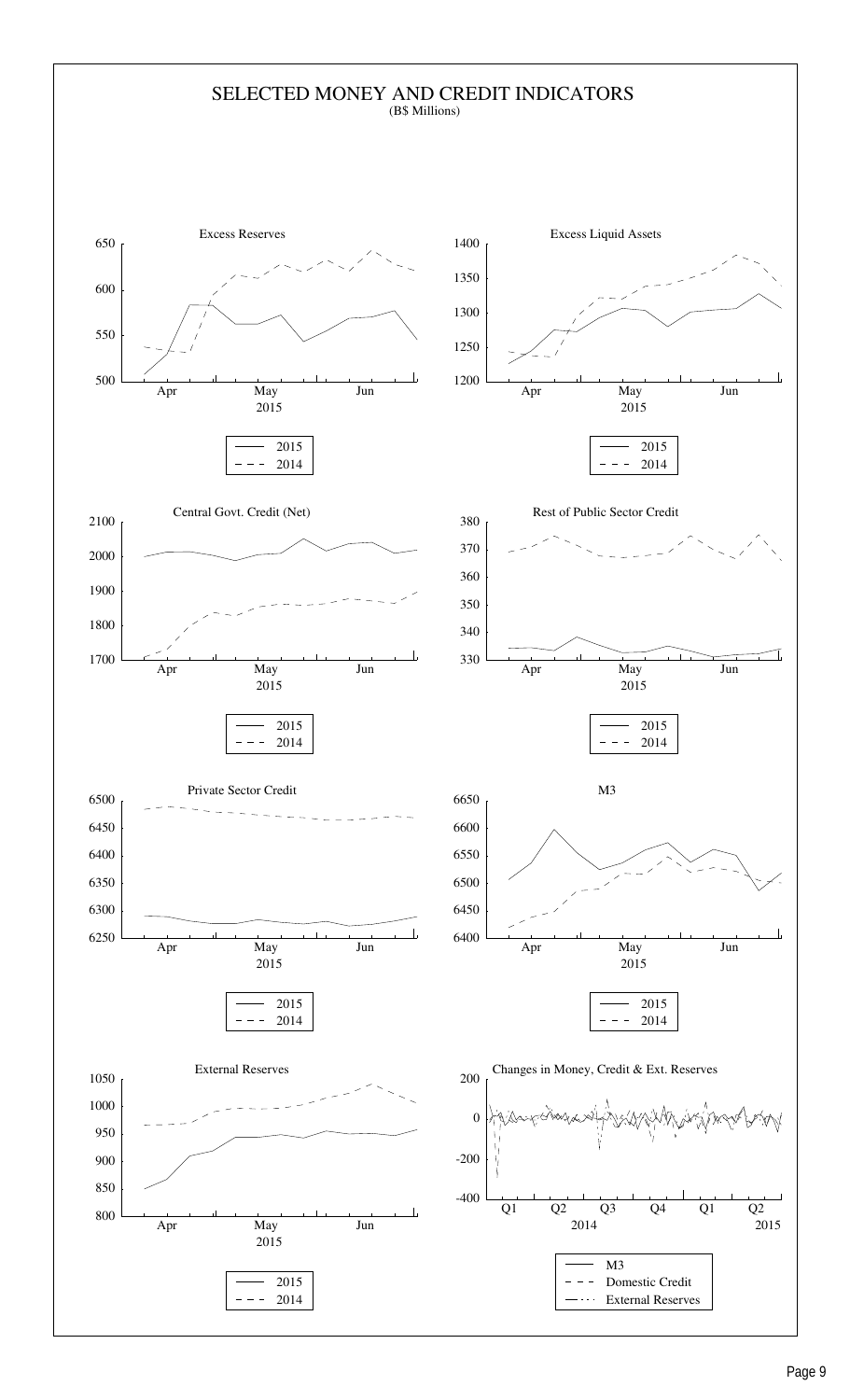# SELECTED MONEY AND CREDIT INDICATORS

(B$ Millions)

Excess Reserves

Excess Liquid Assets

Central Govt. Credit (Net)

Rest of Public Sector Credit

Private Sector Credit

M3

External Reserves

Changes in Money, Credit & Ext. Reserves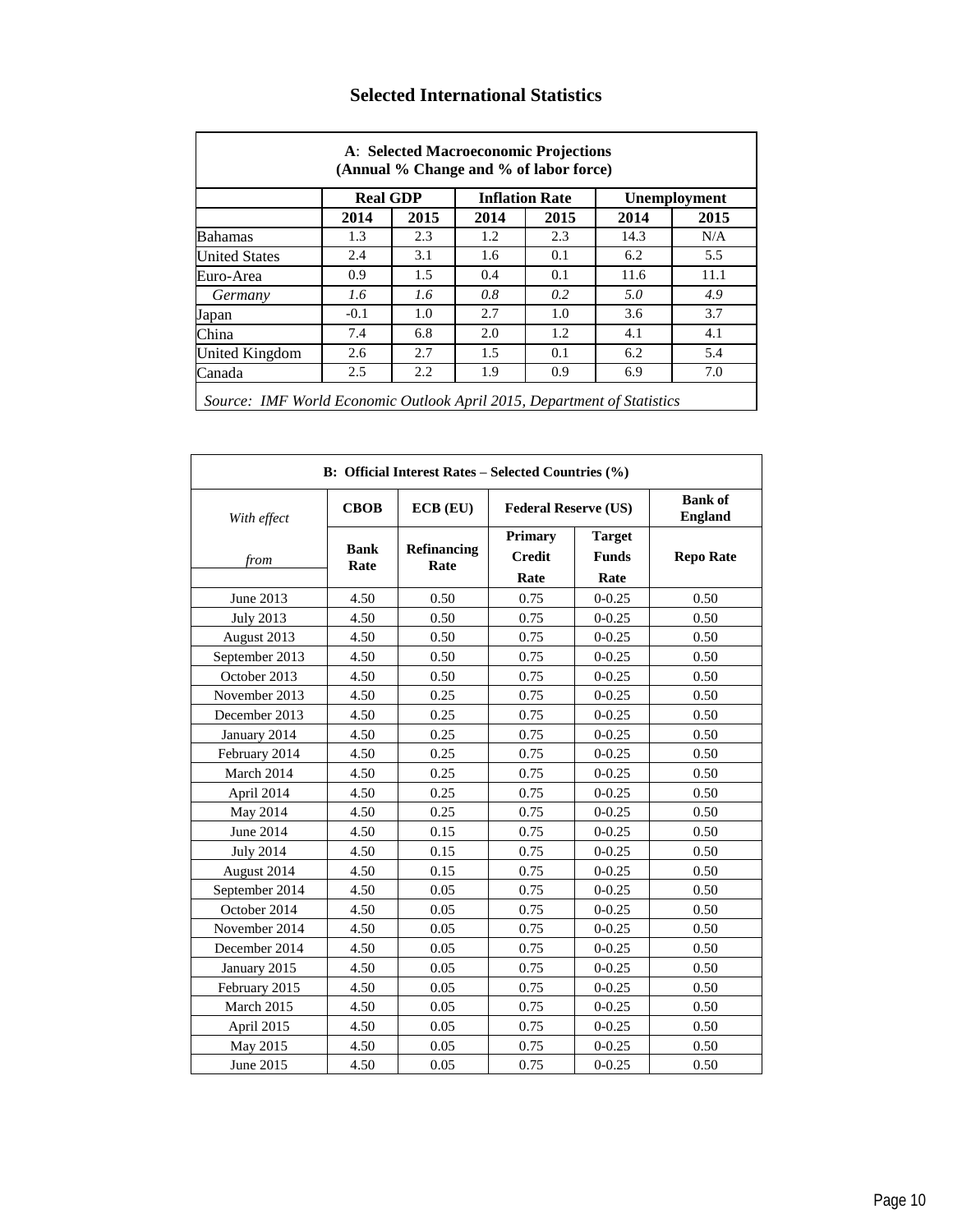# Selected International Statistics

| A: Selected Macroeconomic Projections (Annual % Change and % of labor force) | | | | | | |
|---|---|---|---|---|---|---|
| | Real GDP | | Inflation Rate | | Unemployment | |
| | 2014 | 2015 | 2014 | 2015 | 2014 | 2015 |
| Bahamas | 1.3 | 2.3 | 1.2 | 2.3 | 14.3 | N/A |
| United States | 2.4 | 3.1 | 1.6 | 0.1 | 6.2 | 5.5 |
| Euro-Area | 0.9 | 1.5 | 0.4 | 0.1 | 11.6 | 11.1 |
| *Germany* | *1.6* | *1.6* | *0.8* | *0.2* | *5.0* | *4.9* |
| Japan | -0.1 | 1.0 | 2.7 | 1.0 | 3.6 | 3.7 |
| China | 7.4 | 6.8 | 2.0 | 1.2 | 4.1 | 4.1 |
| United Kingdom | 2.6 | 2.7 | 1.5 | 0.1 | 6.2 | 5.4 |
| Canada | 2.5 | 2.2 | 1.9 | 0.9 | 6.9 | 7.0 |

*Source: IMF World Economic Outlook April 2015, Department of Statistics*

| B: Official Interest Rates – Selected Countries (%) | | | | | |
|---|---|---|---|---|---|
| *With effect from* | CBOB | ECB (EU) | Federal Reserve (US) | | Bank of England |
| | Bank Rate | Refinancing Rate | Primary Credit Rate | Target Funds Rate | Repo Rate |
| June 2013 | 4.50 | 0.50 | 0.75 | 0-0.25 | 0.50 |
| July 2013 | 4.50 | 0.50 | 0.75 | 0-0.25 | 0.50 |
| August 2013 | 4.50 | 0.50 | 0.75 | 0-0.25 | 0.50 |
| September 2013 | 4.50 | 0.50 | 0.75 | 0-0.25 | 0.50 |
| October 2013 | 4.50 | 0.50 | 0.75 | 0-0.25 | 0.50 |
| November 2013 | 4.50 | 0.25 | 0.75 | 0-0.25 | 0.50 |
| December 2013 | 4.50 | 0.25 | 0.75 | 0-0.25 | 0.50 |
| January 2014 | 4.50 | 0.25 | 0.75 | 0-0.25 | 0.50 |
| February 2014 | 4.50 | 0.25 | 0.75 | 0-0.25 | 0.50 |
| March 2014 | 4.50 | 0.25 | 0.75 | 0-0.25 | 0.50 |
| April 2014 | 4.50 | 0.25 | 0.75 | 0-0.25 | 0.50 |
| May 2014 | 4.50 | 0.25 | 0.75 | 0-0.25 | 0.50 |
| June 2014 | 4.50 | 0.15 | 0.75 | 0-0.25 | 0.50 |
| July 2014 | 4.50 | 0.15 | 0.75 | 0-0.25 | 0.50 |
| August 2014 | 4.50 | 0.15 | 0.75 | 0-0.25 | 0.50 |
| September 2014 | 4.50 | 0.05 | 0.75 | 0-0.25 | 0.50 |
| October 2014 | 4.50 | 0.05 | 0.75 | 0-0.25 | 0.50 |
| November 2014 | 4.50 | 0.05 | 0.75 | 0-0.25 | 0.50 |
| December 2014 | 4.50 | 0.05 | 0.75 | 0-0.25 | 0.50 |
| January 2015 | 4.50 | 0.05 | 0.75 | 0-0.25 | 0.50 |
| February 2015 | 4.50 | 0.05 | 0.75 | 0-0.25 | 0.50 |
| March 2015 | 4.50 | 0.05 | 0.75 | 0-0.25 | 0.50 |
| April 2015 | 4.50 | 0.05 | 0.75 | 0-0.25 | 0.50 |
| May 2015 | 4.50 | 0.05 | 0.75 | 0-0.25 | 0.50 |
| June 2015 | 4.50 | 0.05 | 0.75 | 0-0.25 | 0.50 |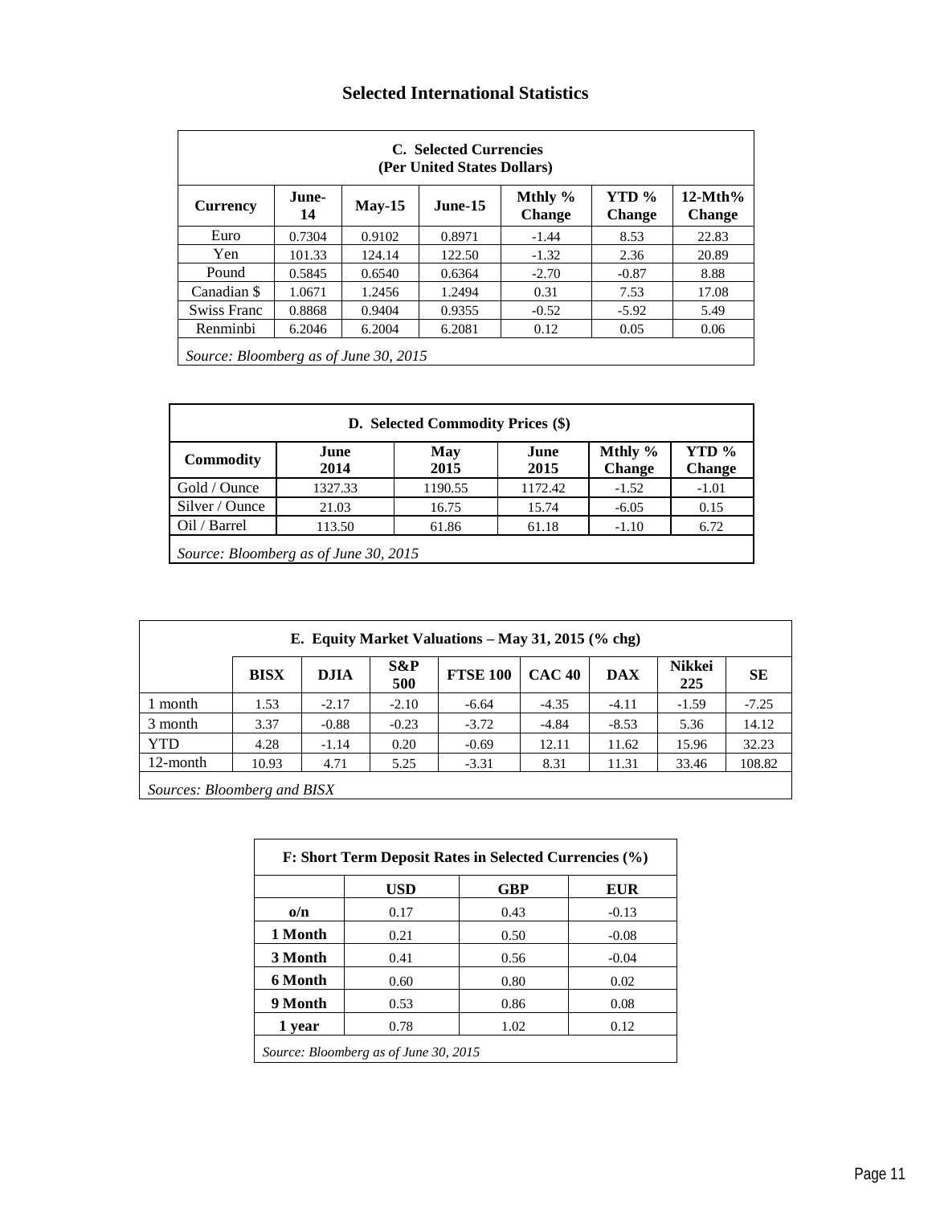## Selected International Statistics

| C. Selected Currencies (Per United States Dollars) | | | | | | |
|---|---|---|---|---|---|---|
| **Currency** | **June-14** | **May-15** | **June-15** | **Mthly % Change** | **YTD % Change** | **12-Mth% Change** |
| Euro | 0.7304 | 0.9102 | 0.8971 | -1.44 | 8.53 | 22.83 |
| Yen | 101.33 | 124.14 | 122.50 | -1.32 | 2.36 | 20.89 |
| Pound | 0.5845 | 0.6540 | 0.6364 | -2.70 | -0.87 | 8.88 |
| Canadian $ | 1.0671 | 1.2456 | 1.2494 | 0.31 | 7.53 | 17.08 |
| Swiss Franc | 0.8868 | 0.9404 | 0.9355 | -0.52 | -5.92 | 5.49 |
| Renminbi | 6.2046 | 6.2004 | 6.2081 | 0.12 | 0.05 | 0.06 |

*Source: Bloomberg as of June 30, 2015*

| D. Selected Commodity Prices ($) | | | | | |
|---|---|---|---|---|---|
| **Commodity** | **June 2014** | **May 2015** | **June 2015** | **Mthly % Change** | **YTD % Change** |
| Gold / Ounce | 1327.33 | 1190.55 | 1172.42 | -1.52 | -1.01 |
| Silver / Ounce | 21.03 | 16.75 | 15.74 | -6.05 | 0.15 |
| Oil / Barrel | 113.50 | 61.86 | 61.18 | -1.10 | 6.72 |

*Source: Bloomberg as of June 30, 2015*

| E. Equity Market Valuations – May 31, 2015 (% chg) | | | | | | | | |
|---|---|---|---|---|---|---|---|---|
| | **BISX** | **DJIA** | **S&P 500** | **FTSE 100** | **CAC 40** | **DAX** | **Nikkei 225** | **SE** |
| 1 month | 1.53 | -2.17 | -2.10 | -6.64 | -4.35 | -4.11 | -1.59 | -7.25 |
| 3 month | 3.37 | -0.88 | -0.23 | -3.72 | -4.84 | -8.53 | 5.36 | 14.12 |
| YTD | 4.28 | -1.14 | 0.20 | -0.69 | 12.11 | 11.62 | 15.96 | 32.23 |
| 12-month | 10.93 | 4.71 | 5.25 | -3.31 | 8.31 | 11.31 | 33.46 | 108.82 |

*Sources: Bloomberg and BISX*

| F: Short Term Deposit Rates in Selected Currencies (%) | | | |
|---|---|---|---|
| | **USD** | **GBP** | **EUR** |
| **o/n** | 0.17 | 0.43 | -0.13 |
| **1 Month** | 0.21 | 0.50 | -0.08 |
| **3 Month** | 0.41 | 0.56 | -0.04 |
| **6 Month** | 0.60 | 0.80 | 0.02 |
| **9 Month** | 0.53 | 0.86 | 0.08 |
| **1 year** | 0.78 | 1.02 | 0.12 |

*Source: Bloomberg as of June 30, 2015*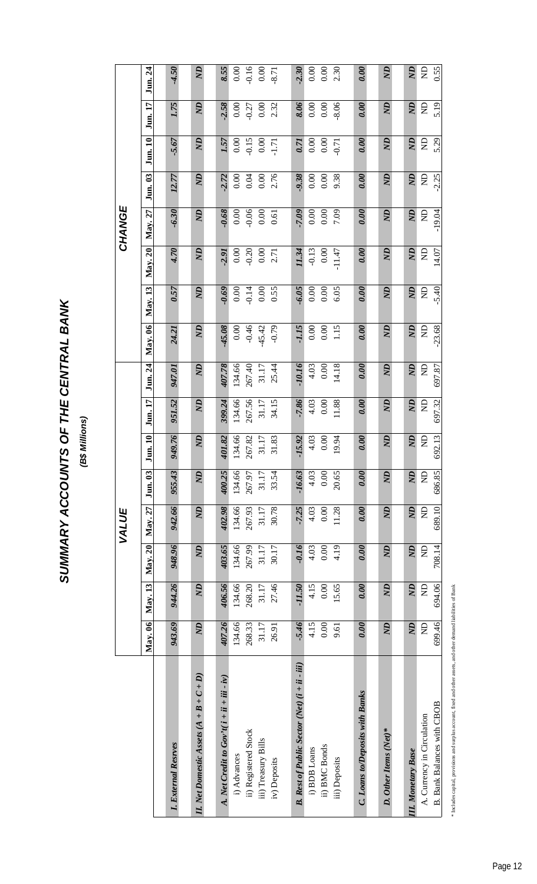# SUMMARY ACCOUNTS OF THE CENTRAL BANK

**(B$ Millions)**

| | VALUE | | | | | | | | CHANGE | | | | | | | |
|---|---|---|---|---|---|---|---|---|---|---|---|---|---|---|---|---|
| | May. 06 | May. 13 | May. 20 | May. 27 | Jun. 03 | Jun. 10 | Jun. 17 | Jun. 24 | May. 06 | May. 13 | May. 20 | May. 27 | Jun. 03 | Jun. 10 | Jun. 17 | Jun. 24 |
| ***I. External Resrves*** | *943.69* | *944.26* | *948.96* | *942.66* | *955.43* | *949.76* | *951.52* | *947.01* | *24.21* | *0.57* | *4.70* | *-6.30* | *12.77* | *-5.67* | *1.75* | *-4.50* |
| ***II. Net Domestic Assets (A + B + C + D)*** | *ND* | *ND* | *ND* | *ND* | *ND* | *ND* | *ND* | *ND* | *ND* | *ND* | *ND* | *ND* | *ND* | *ND* | *ND* | *ND* |
| ***A. Net Credit to Gov't(i + ii + iii - iv)*** | *407.26* | *406.56* | *403.65* | *402.98* | *400.25* | *401.82* | *399.24* | *407.78* | *-45.08* | *-0.69* | *-2.91* | *-0.68* | *-2.72* | *1.57* | *-2.58* | *8.55* |
| i) Advances | 134.66 | 134.66 | 134.66 | 134.66 | 134.66 | 134.66 | 134.66 | 134.66 | 0.00 | 0.00 | 0.00 | 0.00 | 0.00 | 0.00 | 0.00 | 0.00 |
| ii) Registered Stock | 268.33 | 268.20 | 267.99 | 267.93 | 267.97 | 267.82 | 267.56 | 267.40 | -0.46 | -0.14 | -0.20 | -0.06 | 0.04 | -0.15 | -0.27 | -0.16 |
| iii) Treasury Bills | 31.17 | 31.17 | 31.17 | 31.17 | 31.17 | 31.17 | 31.17 | 31.17 | -45.42 | 0.00 | 0.00 | 0.00 | 0.00 | 0.00 | 0.00 | 0.00 |
| iv) Deposits | 26.91 | 27.46 | 30.17 | 30.78 | 33.54 | 31.83 | 34.15 | 25.44 | -0.79 | 0.55 | 2.71 | 0.61 | 2.76 | -1.71 | 2.32 | -8.71 |
| ***B. Rest of Public Sector (Net) (i + ii - iii)*** | *-5.46* | *-11.50* | *-0.16* | *-7.25* | *-16.63* | *-15.92* | *-7.86* | *-10.16* | *-1.15* | *-6.05* | *11.34* | *-7.09* | *-9.38* | *0.71* | *8.06* | *-2.30* |
| i) BDB Loans | 4.15 | 4.15 | 4.03 | 4.03 | 4.03 | 4.03 | 4.03 | 4.03 | 0.00 | 0.00 | -0.13 | 0.00 | 0.00 | 0.00 | 0.00 | 0.00 |
| ii) BMC Bonds | 0.00 | 0.00 | 0.00 | 0.00 | 0.00 | 0.00 | 0.00 | 0.00 | 0.00 | 0.00 | 0.00 | 0.00 | 0.00 | 0.00 | 0.00 | 0.00 |
| iii) Deposits | 9.61 | 15.65 | 4.19 | 11.28 | 20.65 | 19.94 | 11.88 | 14.18 | 1.15 | 6.05 | -11.47 | 7.09 | 9.38 | -0.71 | -8.06 | 2.30 |
| ***C. Loans to/Deposits with Banks*** | *0.00* | *0.00* | *0.00* | *0.00* | *0.00* | *0.00* | *0.00* | *0.00* | *0.00* | *0.00* | *0.00* | *0.00* | *0.00* | *0.00* | *0.00* | *0.00* |
| ***D. Other Items (Net)**** | *ND* | *ND* | *ND* | *ND* | *ND* | *ND* | *ND* | *ND* | *ND* | *ND* | *ND* | *ND* | *ND* | *ND* | *ND* | *ND* |
| ***III. Monetary Base*** | *ND* | *ND* | *ND* | *ND* | *ND* | *ND* | *ND* | *ND* | *ND* | *ND* | *ND* | *ND* | *ND* | *ND* | *ND* | *ND* |
| A. Currency in Circulation | ND | ND | ND | ND | ND | ND | ND | ND | ND | ND | ND | ND | ND | ND | ND | ND |
| B. Bank Balances with CBOB | 699.46 | 694.06 | 708.14 | 689.10 | 686.85 | 692.13 | 697.32 | 697.87 | -23.68 | -5.40 | 14.07 | -19.04 | -2.25 | 5.29 | 5.19 | 0.55 |

\* Includes capital, provisions and surplus account, fixed and other assets, and other demand liabilities of Bank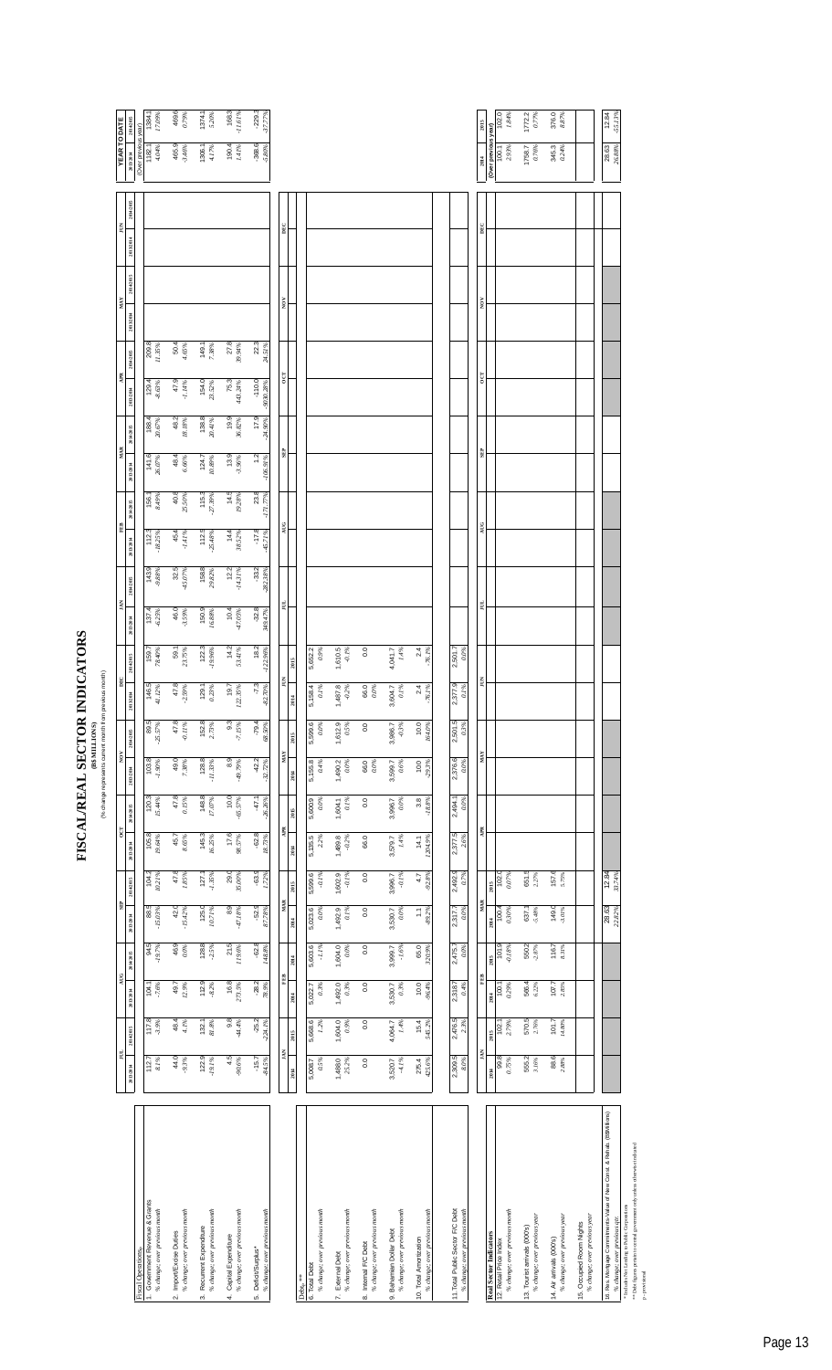# FISCAL/REAL SECTOR INDICATORS

**(B$ MILLIONS)**

(% change represents current month from previous month)

| Fiscal Operations | JUL 2013/2014 | JUL 2014/2015 | AUG 2013/2014 | AUG 2014/2015 | SEP 2013/2014 | SEP 2014/2015 | OCT 2013/2014 | OCT 2014/2015 | NOV 2013/2014 | NOV 2014/2015 | DEC 2013/2014 | DEC 2014/2015 | JAN 2013/2014 | JAN 2014/2015 | FEB 2013/2014 | FEB 2014/2015 | MAR 2013/2014 | MAR 2014/2015 | APR 2013/2014 | APR 2014/2015 | MAY 2013/2014 | MAY 2014/2015 | JUN 2013/2014 | JUN 2014/2015 | YEAR TO DATE 2013/2014 (Over previous year) | YEAR TO DATE 2014/2015 |
|---|---|---|---|---|---|---|---|---|---|---|---|---|---|---|---|---|---|---|---|---|---|---|---|---|---|---|
| 1. Government Revenue & Grants | 112.7 | 117.8 | 104.1 | 94.5 | 88.5 | 104.4 | 105.8 | 120.3 | 103.8 | 89.5 | 146.5 | 159.7 | 137.4 | 143.0 | 112.3 | 156.1 | 141.6 | 188.4 | 129.4 | 209.8 | | | | | 1182.1 | 1384.1 |
| % change over previous month | 8.1% | -3.9% | -7.6% | -19.7% | -15.03% | 10.21% | 19.64% | 15.44% | -1.90% | -25.57% | 41.12% | 78.40% | -6.23% | -9.68% | -18.25% | 8.49% | 26.07% | 20.67% | -8.63% | 11.35% | | | | | 4.04% | 17.09% |
| 2. Import/Excise Duties | 44.0 | 48.4 | 49.7 | 46.9 | 42.0 | 47.8 | 45.7 | 47.8 | 49.0 | 47.8 | 47.8 | 59.1 | 46.0 | 32.5 | 45.4 | 40.8 | 48.4 | 48.2 | 47.9 | 50.4 | | | | | 465.9 | 469.6 |
| % change over previous month | -9.3% | 4.1% | 12.9% | 0.0% | -15.42% | 1.85% | 8.65% | 0.15% | 7.38% | -0.11% | -2.59% | 23.75% | -3.59% | -45.07% | -1.41% | 25.50% | 6.66% | 18.18% | -1.14% | 4.65% | | | | | -3.46% | 0.79% |
| 3. Recurrent Expenditure | 122.9 | 132.1 | 112.9 | 128.8 | 125.0 | 127.1 | 145.3 | 148.8 | 128.8 | 152.8 | 129.1 | 122.3 | 150.9 | 158.8 | 112.5 | 115.3 | 124.7 | 138.8 | 154.0 | 149.1 | | | | | 1305.1 | 1374.1 |
| % change over previous month | -19.1% | 81.8% | -8.2% | -2.5% | 10.71% | -1.35% | 16.25% | 17.05% | -11.33% | 2.73% | 0.23% | -19.96% | 16.88% | 29.82% | -25.48% | -27.39% | 10.89% | 20.41% | 23.52% | 7.38% | | | | | 4.17% | 5.28% |
| 4. Capital Expenditure | 4.5 | 9.8 | 16.8 | 21.5 | 8.9 | 29.0 | 17.6 | 10.0 | 8.9 | 9.3 | 19.7 | 14.2 | 10.4 | 12.2 | 14.4 | 14.5 | 13.9 | 19.9 | 75.3 | 27.8 | | | | | 190.4 | 168.3 |
| % change over previous month | -90.6% | -44.4% | 271.3% | 119.0% | -47.18% | 35.06% | 98.57% | -65.57% | -49.79% | -7.15% | 122.35% | 53.41% | -47.05% | -14.31% | 38.52% | 19.28% | -3.56% | 36.82% | 441.34% | 39.94% | | | | | 1.41% | -11.61% |
| 5. Deficit/Surplus* | -15.7 | -25.2 | -28.2 | -62.8 | -52.9 | -63.8 | -63.8 | -47.1 | -42.2 | -79.4 | -7.3 | 18.2 | -32.8 | -33.2 | -17.8 | 23.8 | 1.2 | 17.9 | -110.0 | 22.3 | | | | | -388.6 | -229.3 |
| % change over previous month | -84.5% | -224.1% | 78.9% | 148.8% | 87.78% | 1.72% | 18.73% | -26.26% | -32.72% | 68.56% | -82.70% | -122.96% | 349.47% | -282.16% | -45.71% | -171.77% | -106.91% | -24.56% | -9036.28% | 24.51% | | | | | -5.68% | -37.77% |

| Debt ** | JAN 2014 | JAN 2015 | FEB 2014 | FEB 2015 | MAR 2014 | MAR 2015 | APR 2014 | APR 2015 | MAY 2014 | MAY 2015 | JUN 2014 | JUN 2015 | JUL | AUG | SEP | OCT | NOV | DEC |
|---|---|---|---|---|---|---|---|---|---|---|---|---|---|---|---|---|---|---|
| 6. Total Debt | 5,008.7 | 5,668.6 | 5,022.7 | 5,603.6 | 5,023.6 | 5,599.6 | 5,135.5 | 5,600.9 | 5,155.8 | 5,599.6 | 5,158.4 | 5,652.2 | | | | | | |
| % change over previous month | 0.5% | 1.2% | 0.3% | -1.1% | 0.0% | -0.1% | 2.2% | 0.0% | 0.4% | 0.0% | 0.1% | 0.9% | | | | | | |
| 7. External Debt | 1,488.0 | 1,604.0 | 1,492.0 | 1,604.0 | 1,492.9 | 1,602.9 | 1,489.8 | 1,604.1 | 1,490.2 | 1,612.9 | 1,487.8 | 1,610.5 | | | | | | |
| % change over previous month | 25.2% | 0.9% | 0.3% | 0.0% | 0.1% | -0.1% | -0.2% | 0.1% | 0.0% | 0.5% | -0.2% | -0.1% | | | | | | |
| 8. Internal F/C Debt | 0.0 | 0.0 | 0.0 | 0.0 | 0.0 | 0.0 | 66.0 | 0.0 | 66.0 | 0.0 | 66.0 | 0.0 | | | | | | |
| % change over previous month | | | | | | | | | 0.0% | | 0.0% | | | | | | | |
| 9. Bahamian Dollar Debt | 3,520.7 | 4,064.7 | 3,530.7 | 3,999.7 | 3,530.7 | 3,996.7 | 3,579.7 | 3,996.7 | 3,599.7 | 3,986.7 | 3,604.7 | 4,041.7 | | | | | | |
| % change over previous month | -4.1% | 1.4% | 0.3% | -1.6% | 0.0% | -0.1% | 1.4% | 0.0% | 0.6% | -0.3% | 0.1% | 1.4% | | | | | | |
| 10. Total Amortization | 275.4 | 15.4 | 10.0 | 65.0 | 1.1 | 4.7 | 14.1 | 3.8 | 10.0 | 10.0 | 2.4 | 2.4 | | | | | | |
| % change over previous month | 425.6% | 545.2% | -96.4% | 320.9% | -89.2% | -92.8% | 1204.9% | -18.8% | -29.3% | 164.0% | -76.1% | -76.1% | | | | | | |
| 11. Total Public Sector F/C Debt | 2,309.5 | 2,476.5 | 2,318.7 | 2,475.7 | 2,317.7 | 2,492.3 | 2,377.5 | 2,494.1 | 2,376.6 | 2,501.5 | 2,377.9 | 2,501.7 | | | | | | |
| % change over previous month | 8.0% | 2.3% | 0.4% | 0.0% | 0.0% | 0.7% | 2.6% | 0.0% | 0.0% | 0.3% | 0.1% | 0.0% | | | | | | |

| Real Sector Indicators | JAN 2014 | JAN 2015 | FEB 2014 | FEB 2015 | MAR 2014 | MAR 2015 | APR | MAY | JUN | JUL | AUG | SEP | OCT | NOV | DEC | 2014 (Over previous year) | 2015 |
|---|---|---|---|---|---|---|---|---|---|---|---|---|---|---|---|---|---|
| 12. Retail Price Index | 99.8 | 102.1 | 100.1 | 101.9 | 100.4 | 102.0 | | | | | | | | | | 100.1 | 102.0 |
| % change over previous month | 0.75% | 2.79% | 0.28% | -0.18% | 0.30% | 0.07% | | | | | | | | | | 2.93% | 1.84% |
| 13. Tourist arrivals (000's) | 555.2 | 570.5 | 566.4 | 550.2 | 637.1 | 651.1 | | | | | | | | | | 1758.7 | 1772.2 |
| % change over previous year | 3.16% | 2.76% | 6.25% | -3.8% | 5.48% | 2.2% | | | | | | | | | | 0.76% | 0.77% |
| 14. Air arrivals (000's) | 88.6 | 101.7 | 107.7 | 116.7 | 149.0 | 157.6 | | | | | | | | | | 345.3 | 376.0 |
| % change over previous year | 2.88% | 14.88% | 2.86% | 8.31% | -3.01% | 5.75% | | | | | | | | | | 0.24% | 8.87% |
| 15. Occupied Room Nights | | | | | | | | | | | | | | | | | |
| % change over previous year | | | | | | | | | | | | | | | | | |
| 16. Res. Mortgage Commitments-Value of New Const. & Rehab. (B$Millions) | | | | | 28.63 | 12.84 | | | | | | | | | | 28.63 | 12.84 |
| % change over previous qtr. | | | | | 22.82% | 33.74% | | | | | | | | | | 26.68% | -55.13% |

\* Includes Net Lending to Public Corporations

\*\* Debt figures pertain to central government only unless otherwise indicated

p - provisional